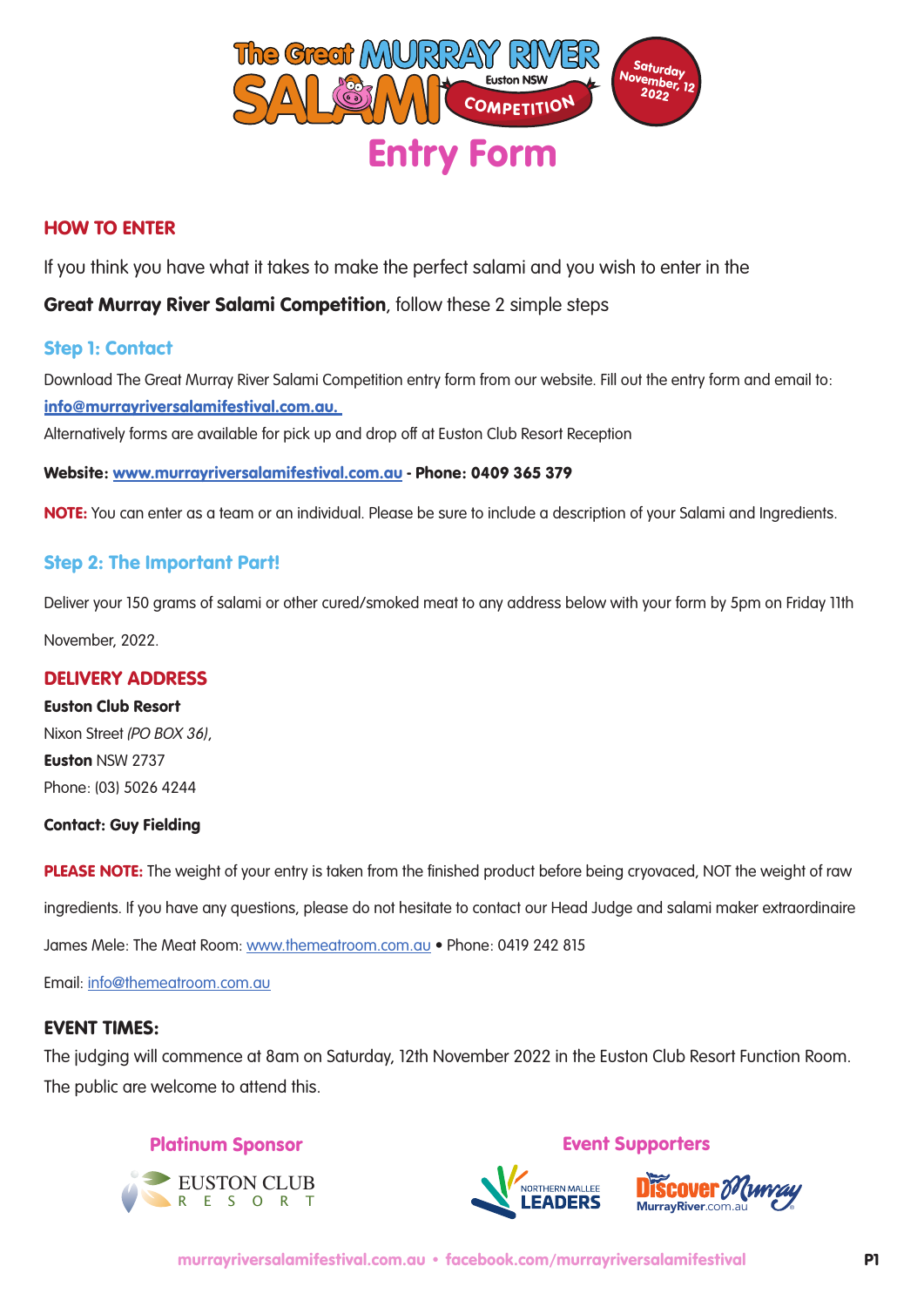# The Great MURRAY RIVER SALAMI COMPETITION

Euston NSW

Saturday November, 12 2022

# Entry Form

## HOW TO ENTER

If you think you have what it takes to make the perfect salami and you wish to enter in the

**Great Murray River Salami Competition**, follow these 2 simple steps

### Step 1: Contact

Download The Great Murray River Salami Competition entry form from our website. Fill out the entry form and email to: **info@murrayriversalamifestival.com.au.**

Alternatively forms are available for pick up and drop off at Euston Club Resort Reception

**Website: www.murrayriversalamifestival.com.au - Phone: 0409 365 379**

**NOTE:** You can enter as a team or an individual. Please be sure to include a description of your Salami and Ingredients.

### Step 2: The Important Part!

Deliver your 150 grams of salami or other cured/smoked meat to any address below with your form by 5pm on Friday 11th November, 2022.

## DELIVERY ADDRESS

**Euston Club Resort**
Nixon Street *(PO BOX 36)*,
**Euston** NSW 2737
Phone: (03) 5026 4244

**Contact: Guy Fielding**

**PLEASE NOTE:** The weight of your entry is taken from the finished product before being cryovaced, NOT the weight of raw ingredients. If you have any questions, please do not hesitate to contact our Head Judge and salami maker extraordinaire James Mele: The Meat Room: www.themeatroom.com.au • Phone: 0419 242 815

Email: info@themeatroom.com.au

## EVENT TIMES:

The judging will commence at 8am on Saturday, 12th November 2022 in the Euston Club Resort Function Room. The public are welcome to attend this.

**Platinum Sponsor**

EUSTON CLUB RESORT

**Event Supporters**

NORTHERN MALLEE LEADERS

Discover Murray MurrayRiver.com.au

murrayriversalamifestival.com.au • facebook.com/murrayriversalamifestival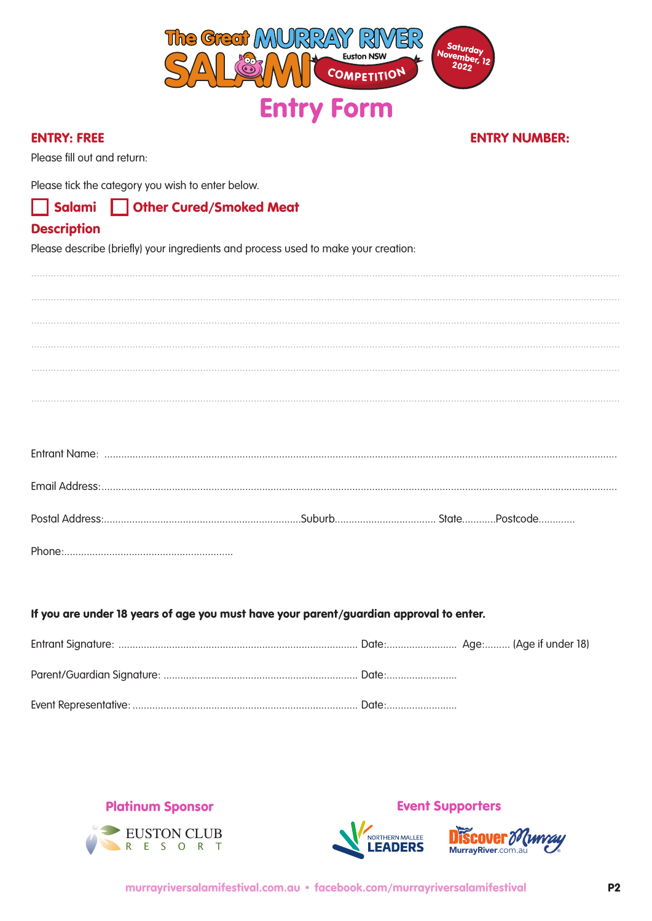# The Great MURRAY RIVER SALAMI COMPETITION

Euston NSW

Saturday November, 12 2022

## Entry Form

**ENTRY: FREE** **ENTRY NUMBER:**

Please fill out and return:

Please tick the category you wish to enter below.

☐ **Salami** ☐ **Other Cured/Smoked Meat**

### Description

Please describe (briefly) your ingredients and process used to make your creation:

..........................................................................................................................................................................................

..........................................................................................................................................................................................

..........................................................................................................................................................................................

..........................................................................................................................................................................................

..........................................................................................................................................................................................

..........................................................................................................................................................................................

Entrant Name: ..........................................................................................................................................................

Email Address:..........................................................................................................................................................

Postal Address:......................................................................Suburb.................................... State............Postcode............

Phone:............................................................

**If you are under 18 years of age you must have your parent/guardian approval to enter.**

Entrant Signature: ..................................................................................... Date:......................... Age:......... (Age if under 18)

Parent/Guardian Signature: ..................................................................... Date:.........................

Event Representative: ............................................................................... Date:.........................

**Platinum Sponsor**

EUSTON CLUB RESORT

**Event Supporters**

NORTHERN MALLEE LEADERS

Discover Murray MurrayRiver.com.au

murrayriversalamifestival.com.au • facebook.com/murrayriversalamifestival